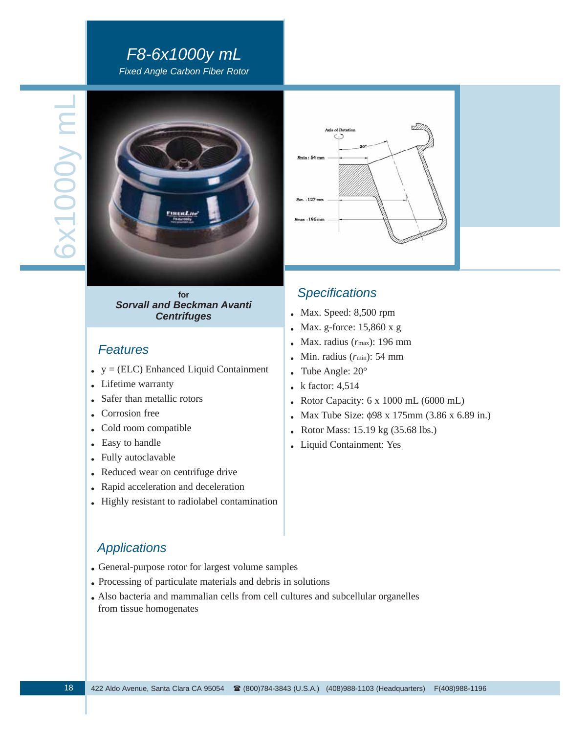# F8-6x1000y mL

*Fixed Angle Carbon Fiber Rotor*

6x1000y mL

Axis of Rotation

20°

Rmin : 54 mm

Rav. : 127 mm

Rmax : 196 mm

for
***Sorvall and Beckman Avanti Centrifuges***

## *Features*

- y = (ELC) Enhanced Liquid Containment
- Lifetime warranty
- Safer than metallic rotors
- Corrosion free
- Cold room compatible
- Easy to handle
- Fully autoclavable
- Reduced wear on centrifuge drive
- Rapid acceleration and deceleration
- Highly resistant to radiolabel contamination

## *Specifications*

- Max. Speed: 8,500 rpm
- Max. g-force: 15,860 x g
- Max. radius ($r_{max}$): 196 mm
- Min. radius ($r_{min}$): 54 mm
- Tube Angle: 20°
- k factor: 4,514
- Rotor Capacity: 6 x 1000 mL (6000 mL)
- Max Tube Size: ϕ98 x 175mm (3.86 x 6.89 in.)
- Rotor Mass: 15.19 kg (35.68 lbs.)
- Liquid Containment: Yes

## *Applications*

- General-purpose rotor for largest volume samples
- Processing of particulate materials and debris in solutions
- Also bacteria and mammalian cells from cell cultures and subcellular organelles from tissue homogenates

422 Aldo Avenue, Santa Clara CA 95054 ☎ (800)784-3843 (U.S.A.) (408)988-1103 (Headquarters) F(408)988-1196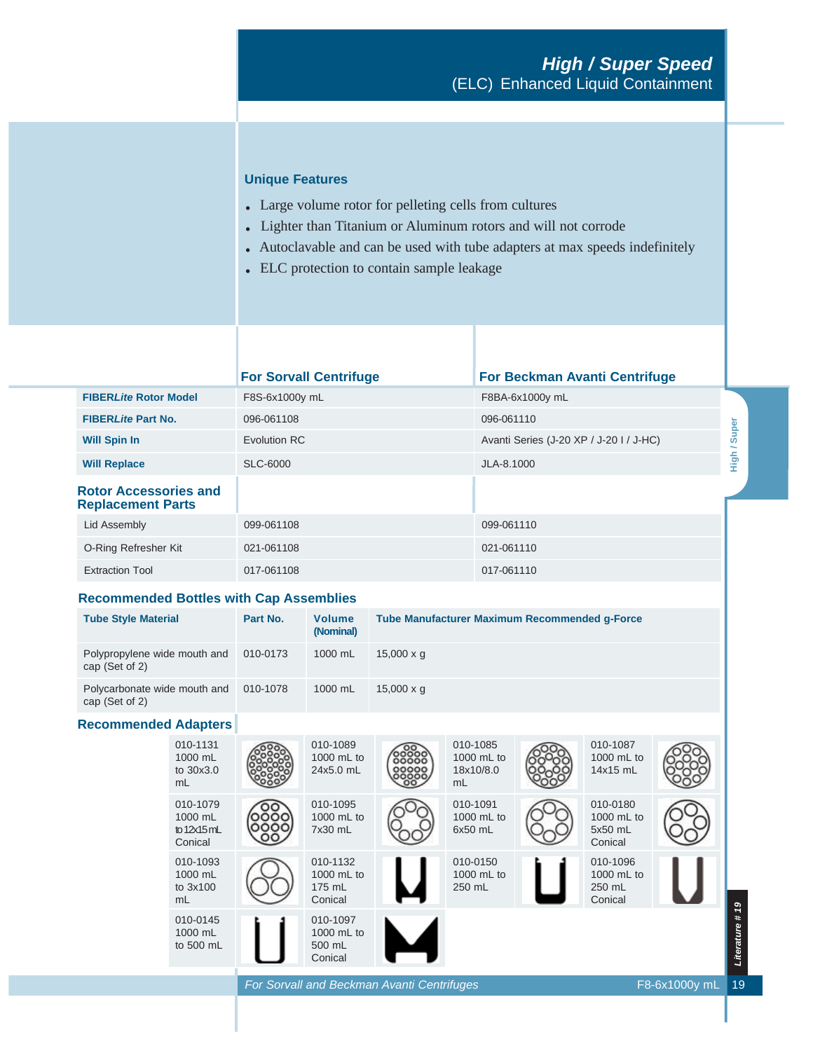## *High / Super Speed*
(ELC) Enhanced Liquid Containment

### Unique Features

- Large volume rotor for pelleting cells from cultures
- Lighter than Titanium or Aluminum rotors and will not corrode
- Autoclavable and can be used with tube adapters at max speeds indefinitely
- ELC protection to contain sample leakage

| | For Sorvall Centrifuge | For Beckman Avanti Centrifuge |
|---|---|---|
| **FIBER*Lite* Rotor Model** | F8S-6x1000y mL | F8BA-6x1000y mL |
| **FIBER*Lite* Part No.** | 096-061108 | 096-061110 |
| **Will Spin In** | Evolution RC | Avanti Series (J-20 XP / J-20 I / J-HC) |
| **Will Replace** | SLC-6000 | JLA-8.1000 |
| **Rotor Accessories and Replacement Parts** | | |
| Lid Assembly | 099-061108 | 099-061110 |
| O-Ring Refresher Kit | 021-061108 | 021-061110 |
| Extraction Tool | 017-061108 | 017-061110 |

### Recommended Bottles with Cap Assemblies

| Tube Style Material | Part No. | Volume (Nominal) | Tube Manufacturer Maximum Recommended g-Force |
|---|---|---|---|
| Polypropylene wide mouth and cap (Set of 2) | 010-0173 | 1000 mL | 15,000 x g |
| Polycarbonate wide mouth and cap (Set of 2) | 010-1078 | 1000 mL | 15,000 x g |

### Recommended Adapters

| | | | |
|---|---|---|---|
| 010-1131 1000 mL to 30x3.0 mL | 010-1089 1000 mL to 24x5.0 mL | 010-1085 1000 mL to 18x10/8.0 mL | 010-1087 1000 mL to 14x15 mL |
| 010-1079 1000 mL to 12x15 mL Conical | 010-1095 1000 mL to 7x30 mL | 010-1091 1000 mL to 6x50 mL | 010-0180 1000 mL to 5x50 mL Conical |
| 010-1093 1000 mL to 3x100 mL | 010-1132 1000 mL to 175 mL Conical | 010-0150 1000 mL to 250 mL | 010-1096 1000 mL to 250 mL Conical |
| 010-0145 1000 mL to 500 mL | 010-1097 1000 mL to 500 mL Conical | | |

*For Sorvall and Beckman Avanti Centrifuges* F8-6x1000y mL